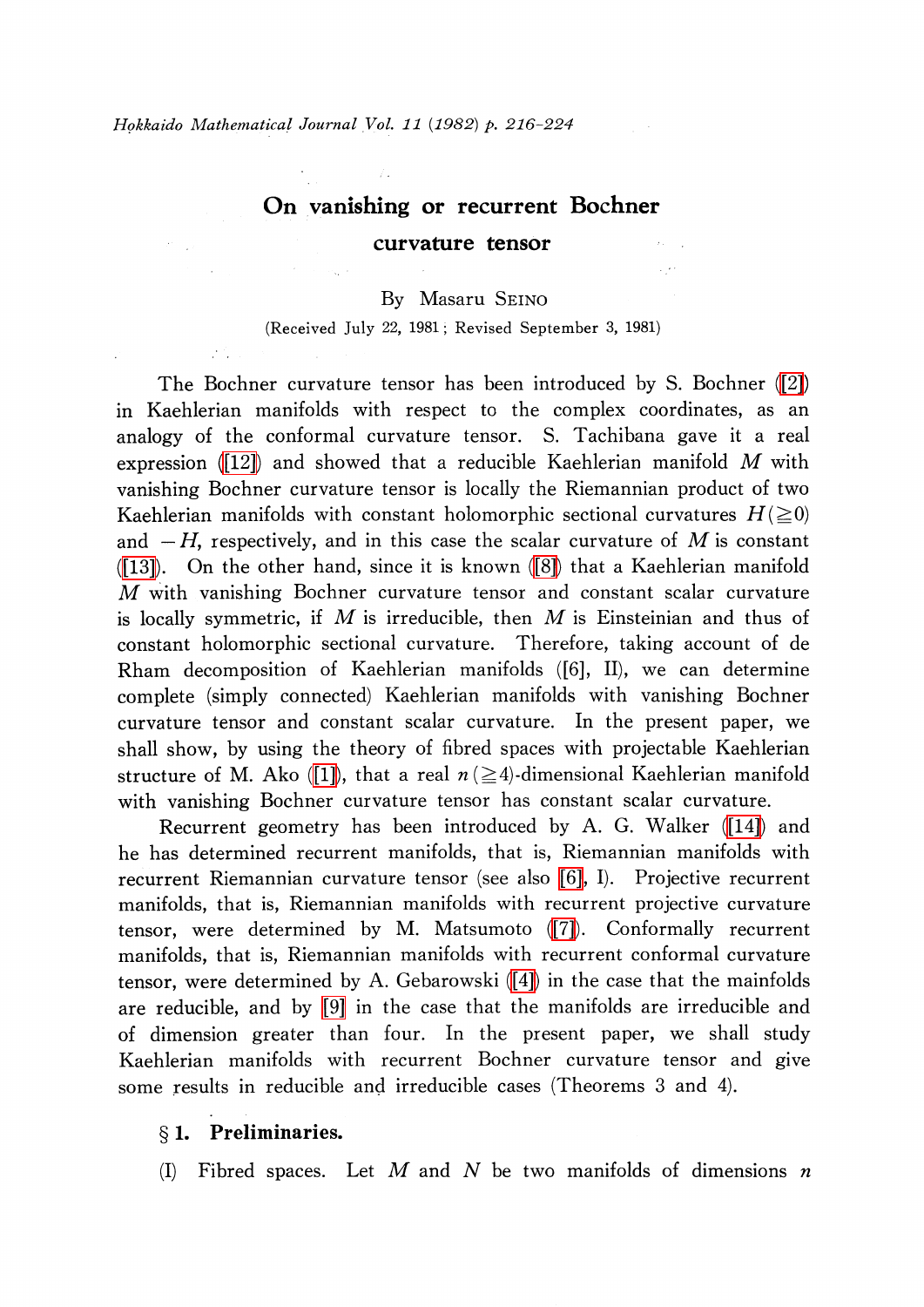# On vanishing or recurrent Bochner curvature tensor

By Masaru SEINO

(Received July 22, 1981; Revised September 3, 1981)

The Bochner curvature tensor has been introduced by S. Bochner ([2]) in Kaehlerian manifolds with respect to the complex coordinates, as an analogy of the conformal curvature tensor. S. Tachibana gave it a real expression ([12]) and showed that a reducible Kaehlerian manifold $M$ with vanishing Bochner curvature tensor is locally the Riemannian product of two Kaehlerian manifolds with constant holomorphic sectional curvatures $H(\geqq 0)$ and $-H$, respectively, and in this case the scalar curvature of $M$ is constant ([13]). On the other hand, since it is known ([8]) that a Kaehlerian manifold $M$ with vanishing Bochner curvature tensor and constant scalar curvature is locally symmetric, if $M$ is irreducible, then $M$ is Einsteinian and thus of constant holomorphic sectional curvature. Therefore, taking account of de Rham decomposition of Kaehlerian manifolds ([6], II), we can determine complete (simply connected) Kaehlerian manifolds with vanishing Bochner curvature tensor and constant scalar curvature. In the present paper, we shall show, by using the theory of fibred spaces with projectable Kaehlerian structure of M. Ako ([1]), that a real $n\,(\geqq 4)$-dimensional Kaehlerian manifold with vanishing Bochner curvature tensor has constant scalar curvature.

Recurrent geometry has been introduced by A. G. Walker ([14]) and he has determined recurrent manifolds, that is, Riemannian manifolds with recurrent Riemannian curvature tensor (see also [6], I). Projective recurrent manifolds, that is, Riemannian manifolds with recurrent projective curvature tensor, were determined by M. Matsumoto ([7]). Conformally recurrent manifolds, that is, Riemannian manifolds with recurrent conformal curvature tensor, were determined by A. Gebarowski ([4]) in the case that the mainfolds are reducible, and by [9] in the case that the manifolds are irreducible and of dimension greater than four. In the present paper, we shall study Kaehlerian manifolds with recurrent Bochner curvature tensor and give some results in reducible and irreducible cases (Theorems 3 and 4).

## § 1. Preliminaries.

(I) Fibred spaces. Let $M$ and $N$ be two manifolds of dimensions $n$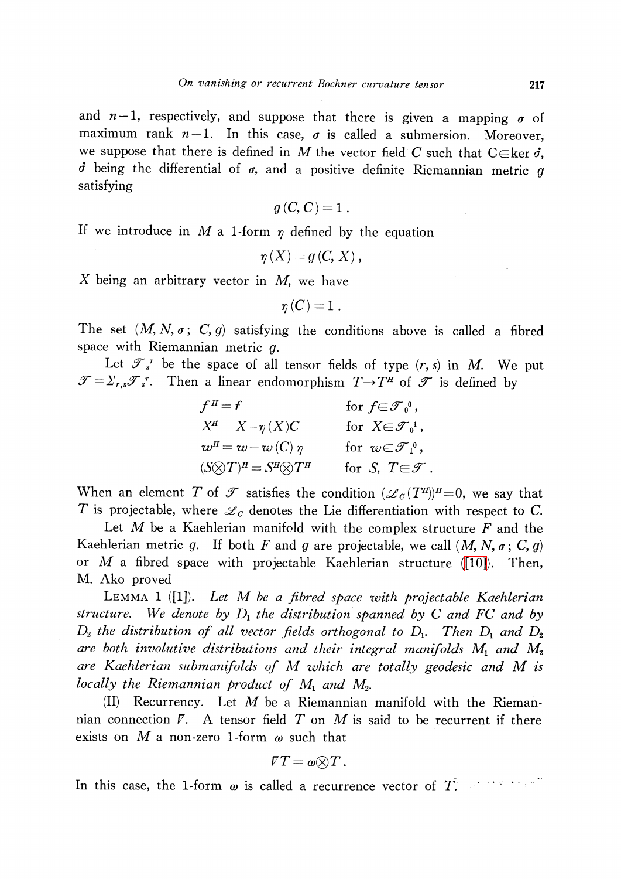and $n-1$, respectively, and suppose that there is given a mapping $\sigma$ of maximum rank $n-1$. In this case, $\sigma$ is called a submersion. Moreover, we suppose that there is defined in $M$ the vector field $C$ such that $C \in \ker \dot{\sigma}$, $\dot{\sigma}$ being the differential of $\sigma$, and a positive definite Riemannian metric $g$ satisfying

$$g(C, C) = 1 .$$

If we introduce in $M$ a 1-form $\eta$ defined by the equation

$$\eta(X) = g(C, X) ,$$

$X$ being an arbitrary vector in $M$, we have

$$\eta(C) = 1 .$$

The set $(M, N, \sigma;\ C, g)$ satisfying the conditions above is called a fibred space with Riemannian metric $g$.

Let $\mathcal{T}_s^r$ be the space of all tensor fields of type $(r, s)$ in $M$. We put $\mathcal{T} = \Sigma_{r,s}\mathcal{T}_s^r$. Then a linear endomorphism $T \to T^H$ of $\mathcal{T}$ is defined by

$$\begin{aligned}
&f^H = f && \text{for } f \in \mathcal{T}_0^0 ,\\
&X^H = X - \eta(X)C && \text{for } X \in \mathcal{T}_0^1 ,\\
&w^H = w - w(C)\,\eta && \text{for } w \in \mathcal{T}_1^0 ,\\
&(S \otimes T)^H = S^H \otimes T^H && \text{for } S,\ T \in \mathcal{T} .
\end{aligned}$$

When an element $T$ of $\mathcal{T}$ satisfies the condition $(\mathcal{L}_C(T^H))^H = 0$, we say that $T$ is projectable, where $\mathcal{L}_C$ denotes the Lie differentiation with respect to $C$.

Let $M$ be a Kaehlerian manifold with the complex structure $F$ and the Kaehlerian metric $g$. If both $F$ and $g$ are projectable, we call $(M, N, \sigma;\ C, g)$ or $M$ a fibred space with projectable Kaehlerian structure ([10]). Then, M. Ako proved

LEMMA 1 ([1]). *Let $M$ be a fibred space with projectable Kaehlerian structure. We denote by $D_1$ the distribution spanned by $C$ and $FC$ and by $D_2$ the distribution of all vector fields orthogonal to $D_1$. Then $D_1$ and $D_2$ are both involutive distributions and their integral manifolds $M_1$ and $M_2$ are Kaehlerian submanifolds of $M$ which are totally geodesic and $M$ is locally the Riemannian product of $M_1$ and $M_2$.*

(II) Recurrency. Let $M$ be a Riemannian manifold with the Riemannian connection $\nabla$. A tensor field $T$ on $M$ is said to be recurrent if there exists on $M$ a non-zero 1-form $\omega$ such that

$$\nabla T = \omega \otimes T .$$

In this case, the 1-form $\omega$ is called a recurrence vector of $T$.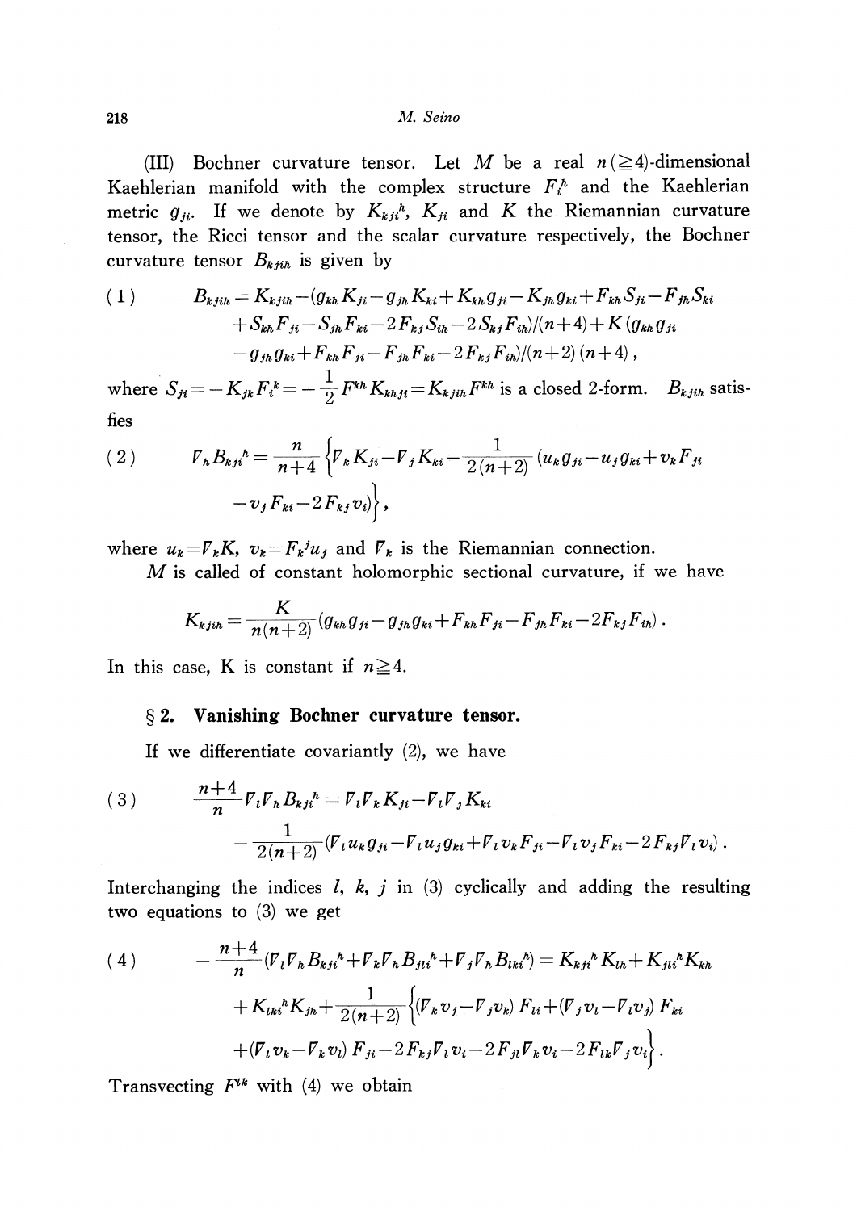(III) Bochner curvature tensor. Let $M$ be a real $n(\geqq 4)$-dimensional Kaehlerian manifold with the complex structure $F_i^h$ and the Kaehlerian metric $g_{ji}$. If we denote by $K_{kji}{}^h$, $K_{ji}$ and $K$ the Riemannian curvature tensor, the Ricci tensor and the scalar curvature respectively, the Bochner curvature tensor $B_{kjih}$ is given by

$$
\begin{aligned}
(1) \qquad B_{kjih} = K_{kjih} &- (g_{kh}K_{ji} - g_{jh}K_{ki} + K_{kh}g_{ji} - K_{jh}g_{ki} + F_{kh}S_{ji} - F_{jh}S_{ki} \\
&+ S_{kh}F_{ji} - S_{jh}F_{ki} - 2F_{kj}S_{ih} - 2S_{kj}F_{ih})/(n+4) + K(g_{kh}g_{ji} \\
&- g_{jh}g_{ki} + F_{kh}F_{ji} - F_{jh}F_{ki} - 2F_{kj}F_{ih})/(n+2)(n+4)\,,
\end{aligned}
$$

where $S_{ji} = -K_{jk}F_i{}^k = -\frac{1}{2}F^{kh}K_{khji} = K_{kjih}F^{kh}$ is a closed 2-form. $B_{kjih}$ satisfies

$$
\begin{aligned}
(2) \qquad \nabla_h B_{kji}{}^h = \frac{n}{n+4}\Big\{\nabla_k K_{ji} - \nabla_j K_{ki} &- \frac{1}{2(n+2)}(u_k g_{ji} - u_j g_{ki} + v_k F_{ji} \\
&- v_j F_{ki} - 2F_{kj}v_i)\Big\}\,,
\end{aligned}
$$

where $u_k = \nabla_k K$, $v_k = F_k{}^j u_j$ and $\nabla_k$ is the Riemannian connection.

$M$ is called of constant holomorphic sectional curvature, if we have

$$
K_{kjih} = \frac{K}{n(n+2)}(g_{kh}g_{ji} - g_{jh}g_{ki} + F_{kh}F_{ji} - F_{jh}F_{ki} - 2F_{kj}F_{ih})\,.
$$

In this case, K is constant if $n \geqq 4$.

## § 2. Vanishing Bochner curvature tensor.

If we differentiate covariantly (2), we have

$$
\begin{aligned}
(3) \qquad \frac{n+4}{n}\nabla_l \nabla_h B_{kji}{}^h &= \nabla_l \nabla_k K_{ji} - \nabla_l \nabla_j K_{ki} \\
&- \frac{1}{2(n+2)}(\nabla_l u_k g_{ji} - \nabla_l u_j g_{ki} + \nabla_l v_k F_{ji} - \nabla_l v_j F_{ki} - 2F_{kj}\nabla_l v_i)\,.
\end{aligned}
$$

Interchanging the indices $l$, $k$, $j$ in (3) cyclically and adding the resulting two equations to (3) we get

$$
\begin{aligned}
(4) \qquad -\frac{n+4}{n}(\nabla_l \nabla_h B_{kji}{}^h + \nabla_k \nabla_h B_{jli}{}^h + \nabla_j \nabla_h B_{lki}{}^h) &= K_{kji}{}^h K_{lh} + K_{jli}{}^h K_{kh} \\
+ K_{lki}{}^h K_{jh} + \frac{1}{2(n+2)}\Big\{(\nabla_k v_j - \nabla_j v_k)F_{li} &+ (\nabla_j v_l - \nabla_l v_j)F_{ki} \\
+ (\nabla_l v_k - \nabla_k v_l)F_{ji} - 2F_{kj}\nabla_l v_i &- 2F_{jl}\nabla_k v_i - 2F_{lk}\nabla_j v_i\Big\}\,.
\end{aligned}
$$

Transvecting $F^{lk}$ with (4) we obtain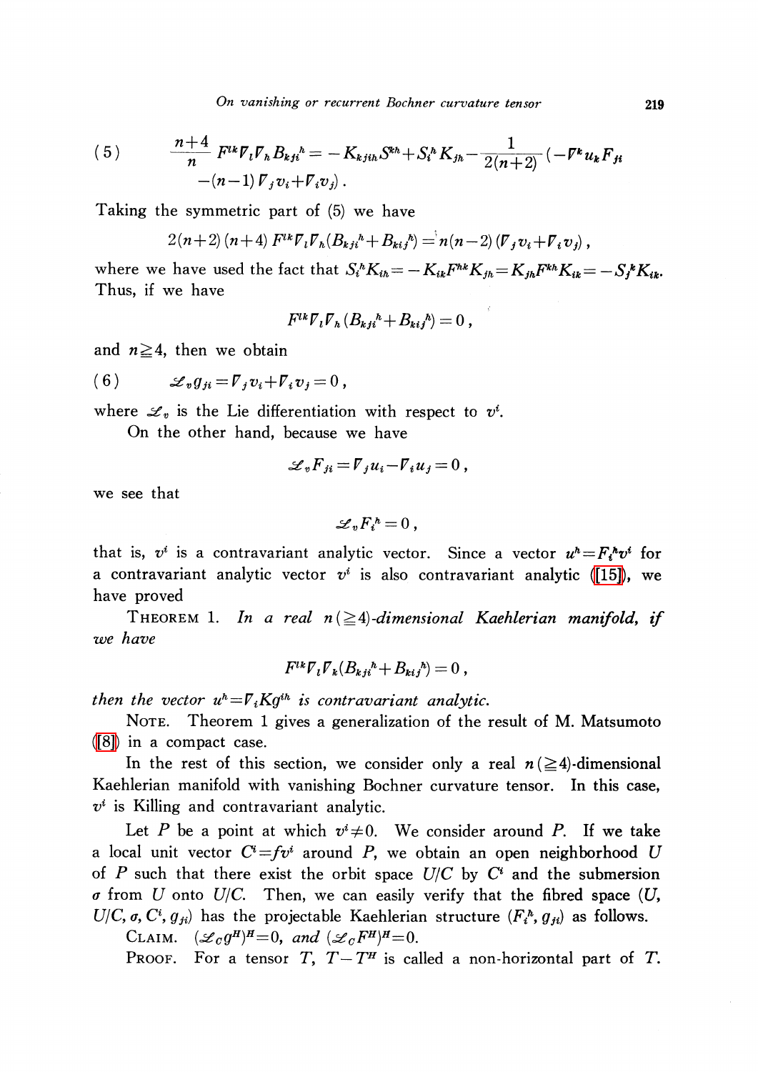$$(5)\qquad \frac{n+4}{n} F^{lk}\nabla_l\nabla_h B_{kji}{}^h = -K_{kjih}S^{kh} + S_i{}^h K_{jh} - \frac{1}{2(n+2)}(-\nabla^k u_k F_{ji} - (n-1)\nabla_j v_i + \nabla_i v_j).$$

Taking the symmetric part of (5) we have

$$2(n+2)(n+4)F^{lk}\nabla_l\nabla_h(B_{kji}{}^h + B_{kij}{}^h) = n(n-2)(\nabla_j v_i + \nabla_i v_j),$$

where we have used the fact that $S_i{}^h K_{ih} = -K_{ik}F^{hk}K_{jh} = K_{jh}F^{kh}K_{ik} = -S_j{}^k K_{ik}$. Thus, if we have

$$F^{lk}\nabla_l\nabla_h(B_{kji}{}^h + B_{kij}{}^h) = 0,$$

and $n \geqq 4$, then we obtain

$$(6)\qquad \mathscr{L}_v g_{ji} = \nabla_j v_i + \nabla_i v_j = 0,$$

where $\mathscr{L}_v$ is the Lie differentiation with respect to $v^i$.

On the other hand, because we have

$$\mathscr{L}_v F_{ji} = \nabla_j u_i - \nabla_i u_j = 0,$$

we see that

$$\mathscr{L}_v F_i{}^h = 0,$$

that is, $v^i$ is a contravariant analytic vector. Since a vector $u^h = F_i{}^h v^i$ for a contravariant analytic vector $v^i$ is also contravariant analytic ([15]), we have proved

THEOREM 1. *In a real $n(\geqq 4)$-dimensional Kaehlerian manifold, if we have*

$$F^{lk}\nabla_l\nabla_k(B_{kji}{}^h + B_{kij}{}^h) = 0,$$

*then the vector $u^h = \nabla_i K g^{ih}$ is contravariant analytic.*

NOTE. Theorem 1 gives a generalization of the result of M. Matsumoto ([8]) in a compact case.

In the rest of this section, we consider only a real $n(\geqq 4)$-dimensional Kaehlerian manifold with vanishing Bochner curvature tensor. In this case, $v^i$ is Killing and contravariant analytic.

Let $P$ be a point at which $v^i \neq 0$. We consider around $P$. If we take a local unit vector $C^i = f v^i$ around $P$, we obtain an open neighborhood $U$ of $P$ such that there exist the orbit space $U/C$ by $C^i$ and the submersion $\sigma$ from $U$ onto $U/C$. Then, we can easily verify that the fibred space $(U, U/C, \sigma, C^i, g_{ji})$ has the projectable Kaehlerian structure $(F_i{}^h, g_{ji})$ as follows.

CLAIM. $(\mathscr{L}_C g^H)^H = 0$, *and* $(\mathscr{L}_C F^H)^H = 0$.

PROOF. For a tensor $T$, $T - T^H$ is called a non-horizontal part of $T$.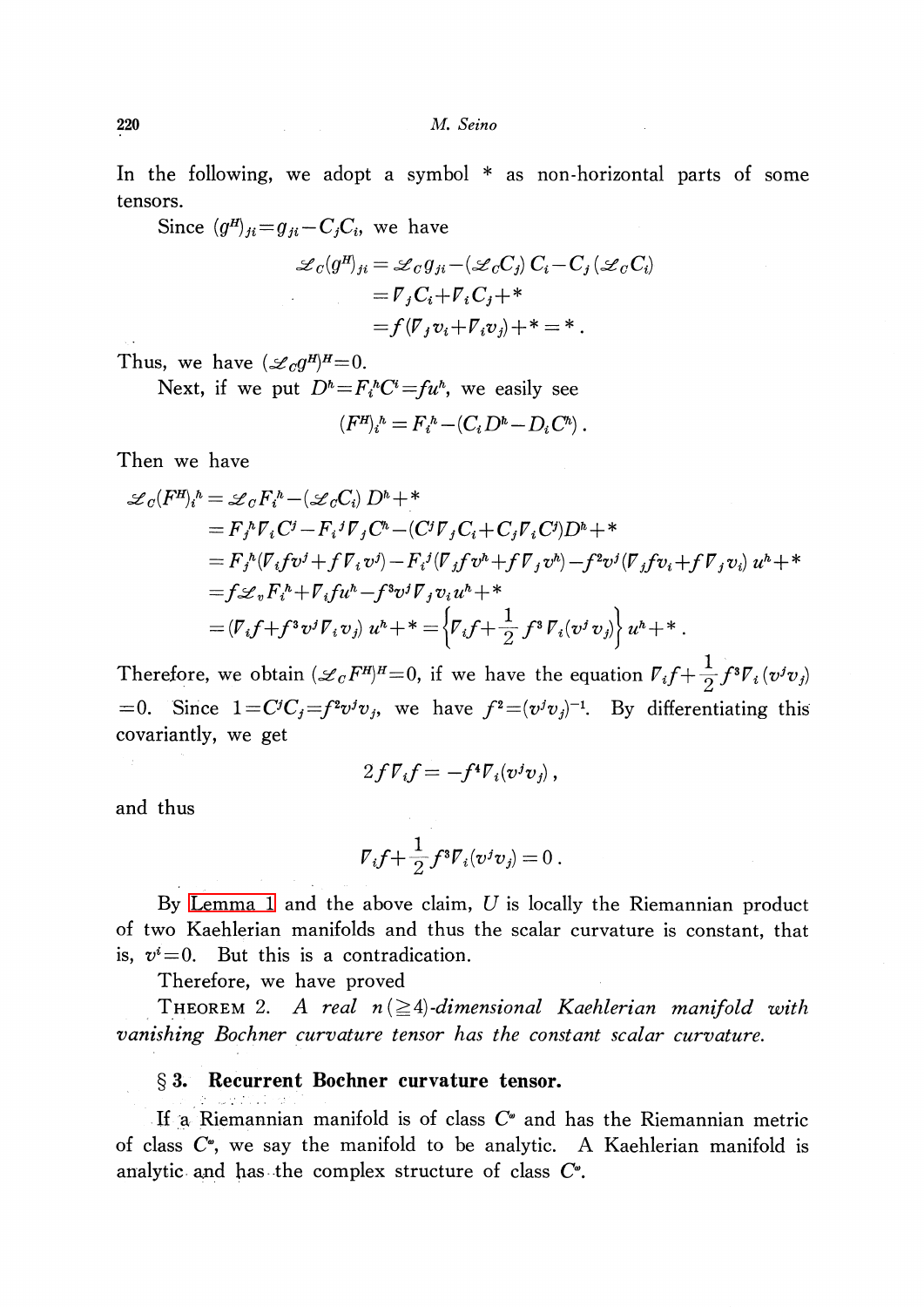In the following, we adopt a symbol * as non-horizontal parts of some tensors.

Since $(g^H)_{ji}=g_{ji}-C_jC_i$, we have

$$\begin{aligned}\mathcal{L}_C(g^H)_{ji} &= \mathcal{L}_C g_{ji}-(\mathcal{L}_C C_j)\,C_i-C_j\,(\mathcal{L}_C C_i)\\ &=\nabla_j C_i+\nabla_i C_j+*\\ &=f(\nabla_j v_i+\nabla_i v_j)+*=*\,.\end{aligned}$$

Thus, we have $(\mathcal{L}_C g^H)^H=0$.

Next, if we put $D^h=F_i{}^h C^i=fu^h$, we easily see

$$(F^H)_i{}^h=F_i{}^h-(C_iD^h-D_iC^h)\,.$$

Then we have

$$\begin{aligned}\mathcal{L}_C(F^H)_i{}^h &= \mathcal{L}_C F_i{}^h-(\mathcal{L}_C C_i)\,D^h+*\\ &=F_j{}^h\nabla_i C^j-F_i{}^j\nabla_j C^h-(C^j\nabla_j C_i+C_j\nabla_i C^j)D^h+*\\ &=F_j{}^h(\nabla_i f v^j+f\nabla_i v^j)-F_i{}^j(\nabla_j f v^h+f\nabla_j v^h)-f^2v^j(\nabla_j f v_i+f\nabla_j v_i)\,u^h+*\\ &=f\mathcal{L}_v F_i{}^h+\nabla_i f u^h-f^3 v^j\nabla_j v_i u^h+*\\ &=(\nabla_i f+f^3v^j\nabla_i v_j)\,u^h+*=\left\{\nabla_i f+\frac{1}{2}f^3\nabla_i(v^jv_j)\right\}u^h+*\,.\end{aligned}$$

Therefore, we obtain $(\mathcal{L}_C F^H)^H=0$, if we have the equation $\nabla_i f+\frac{1}{2}f^3\nabla_i(v^jv_j)=0$. Since $1=C^jC_j=f^2v^jv_j$, we have $f^2=(v^jv_j)^{-1}$. By differentiating this covariantly, we get

$$2f\nabla_i f=-f^4\nabla_i(v^jv_j)\,,$$

and thus

$$\nabla_i f+\frac{1}{2}f^3\nabla_i(v^jv_j)=0\,.$$

By Lemma 1 and the above claim, $U$ is locally the Riemannian product of two Kaehlerian manifolds and thus the scalar curvature is constant, that is, $v^i=0$. But this is a contradication.

Therefore, we have proved

THEOREM 2. *A real $n(\geqq 4)$-dimensional Kaehlerian manifold with vanishing Bochner curvature tensor has the constant scalar curvature.*

## § 3. Recurrent Bochner curvature tensor.

If a Riemannian manifold is of class $C^\omega$ and has the Riemannian metric of class $C^\omega$, we say the manifold to be analytic. A Kaehlerian manifold is analytic and has the complex structure of class $C^\omega$.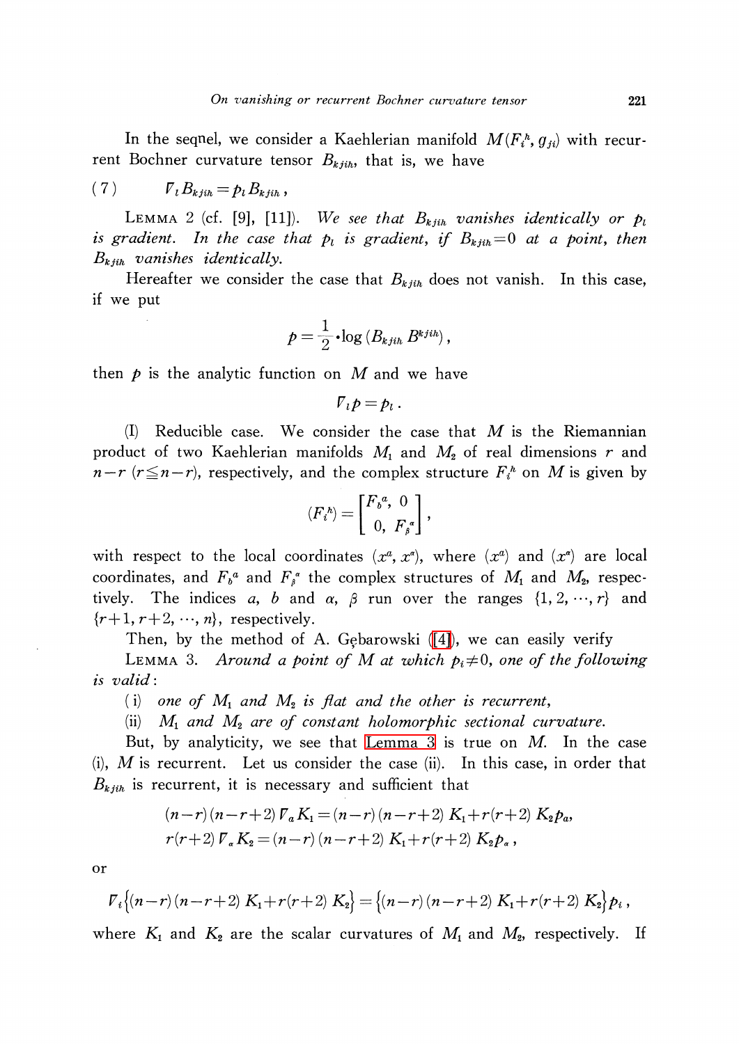In the seqnel, we consider a Kaehlerian manifold $M(F_i^h, g_{ji})$ with recurrent Bochner curvature tensor $B_{kjih}$, that is, we have

$$(7) \qquad \nabla_l B_{kjih} = p_l B_{kjih}\,,$$

LEMMA 2 (cf. [9], [11]). *We see that $B_{kjih}$ vanishes identically or $p_l$ is gradient. In the case that $p_l$ is gradient, if $B_{kjih}=0$ at a point, then $B_{kjih}$ vanishes identically.*

Hereafter we consider the case that $B_{kjih}$ does not vanish. In this case, if we put

$$p = \frac{1}{2} \cdot \log (B_{kjih} B^{kjih})\,,$$

then $p$ is the analytic function on $M$ and we have

$$\nabla_l p = p_l\,.$$

(I) Reducible case. We consider the case that $M$ is the Riemannian product of two Kaehlerian manifolds $M_1$ and $M_2$ of real dimensions $r$ and $n-r$ $(r \leqq n-r)$, respectively, and the complex structure $F_i^h$ on $M$ is given by

$$(F_i^h) = \begin{bmatrix} F_b{}^a, & 0 \\ 0, & F_\beta{}^\alpha \end{bmatrix},$$

with respect to the local coordinates $(x^a, x^\alpha)$, where $(x^a)$ and $(x^\alpha)$ are local coordinates, and $F_b{}^a$ and $F_\beta{}^\alpha$ the complex structures of $M_1$ and $M_2$, respectively. The indices $a$, $b$ and $\alpha$, $\beta$ run over the ranges $\{1, 2, \cdots, r\}$ and $\{r+1, r+2, \cdots, n\}$, respectively.

Then, by the method of A. Gębarowski ([4]), we can easily verify

LEMMA 3. *Around a point of $M$ at which $p_i \neq 0$, one of the following is valid:*

(i) *one of $M_1$ and $M_2$ is flat and the other is recurrent,*

(ii) *$M_1$ and $M_2$ are of constant holomorphic sectional curvature.*

But, by analyticity, we see that Lemma 3 is true on $M$. In the case (i), $M$ is recurrent. Let us consider the case (ii). In this case, in order that $B_{kjih}$ is recurrent, it is necessary and sufficient that

$$(n-r)(n-r+2)\nabla_a K_1 = (n-r)(n-r+2)K_1 + r(r+2)K_2 p_a,$$
$$r(r+2)\nabla_\alpha K_2 = (n-r)(n-r+2)K_1 + r(r+2)K_2 p_\alpha\,,$$

or

$$\nabla_i \Big\{(n-r)(n-r+2)K_1 + r(r+2)K_2\Big\} = \Big\{(n-r)(n-r+2)K_1 + r(r+2)K_2\Big\} p_i\,,$$

where $K_1$ and $K_2$ are the scalar curvatures of $M_1$ and $M_2$, respectively. If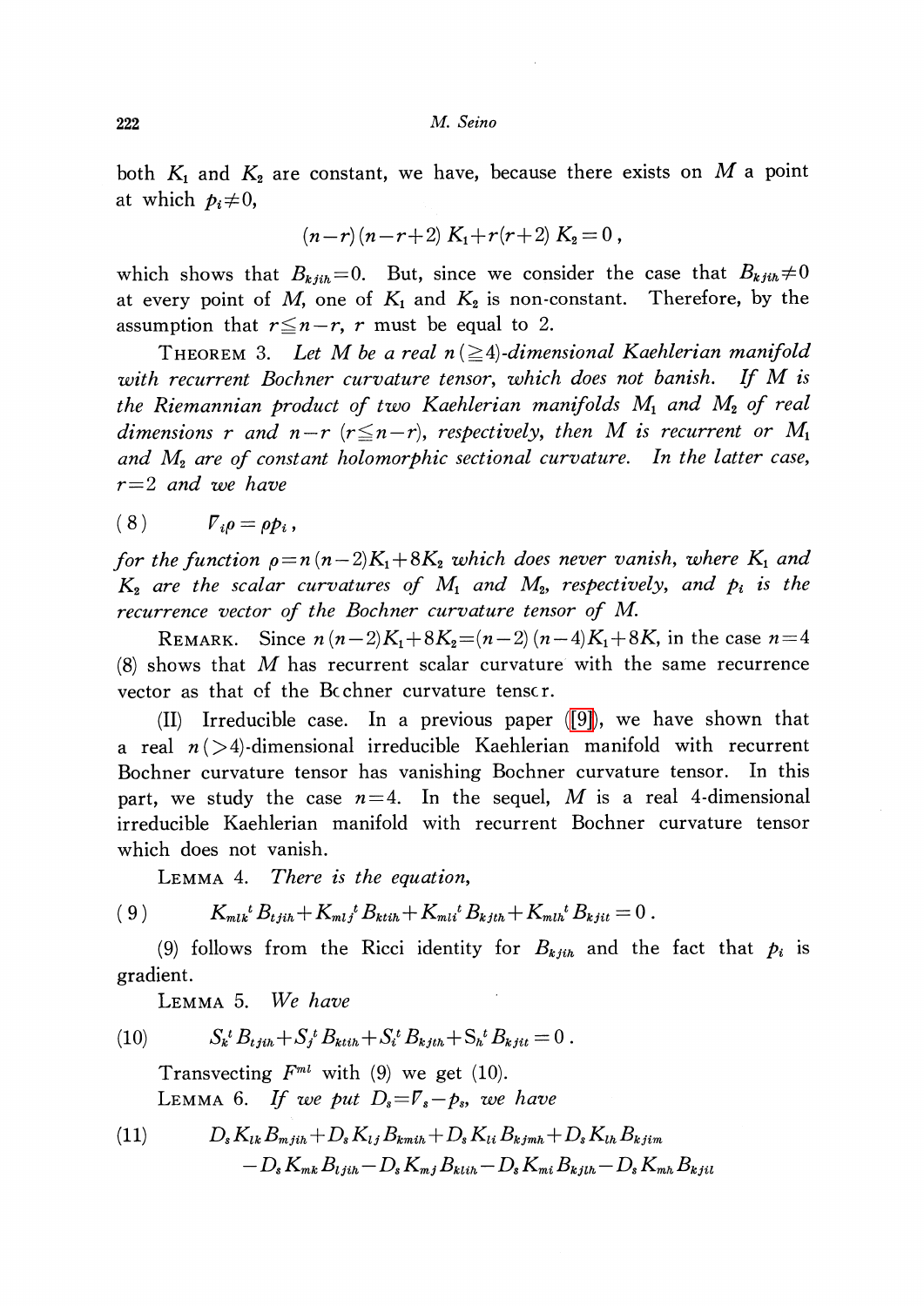both $K_1$ and $K_2$ are constant, we have, because there exists on $M$ a point at which $p_i \neq 0$,

$$(n-r)(n-r+2)\,K_1 + r(r+2)\,K_2 = 0\,,$$

which shows that $B_{kjih}=0$. But, since we consider the case that $B_{kjih} \neq 0$ at every point of $M$, one of $K_1$ and $K_2$ is non-constant. Therefore, by the assumption that $r \leqq n-r$, $r$ must be equal to 2.

THEOREM 3. *Let $M$ be a real $n\,(\geqq 4)$-dimensional Kaehlerian manifold with recurrent Bochner curvature tensor, which does not banish. If $M$ is the Riemannian product of two Kaehlerian manifolds $M_1$ and $M_2$ of real dimensions $r$ and $n-r$ $(r \leqq n-r)$, respectively, then $M$ is recurrent or $M_1$ and $M_2$ are of constant holomorphic sectional curvature. In the latter case, $r=2$ and we have*

$$(8) \qquad \nabla_i \rho = \rho p_i\,,$$

*for the function $\rho = n(n-2)K_1 + 8K_2$ which does never vanish, where $K_1$ and $K_2$ are the scalar curvatures of $M_1$ and $M_2$, respectively, and $p_i$ is the recurrence vector of the Bochner curvature tensor of $M$.*

REMARK. Since $n(n-2)K_1 + 8K_2 = (n-2)(n-4)K_1 + 8K$, in the case $n=4$ (8) shows that $M$ has recurrent scalar curvature with the same recurrence vector as that of the Bochner curvature tensor.

(II) Irreducible case. In a previous paper ([9]), we have shown that a real $n\,(>4)$-dimensional irreducible Kaehlerian manifold with recurrent Bochner curvature tensor has vanishing Bochner curvature tensor. In this part, we study the case $n=4$. In the sequel, $M$ is a real 4-dimensional irreducible Kaehlerian manifold with recurrent Bochner curvature tensor which does not vanish.

LEMMA 4. *There is the equation,*

$$(9) \qquad K_{mlk}{}^{t} B_{tjih} + K_{mlj}{}^{t} B_{ktih} + K_{mli}{}^{t} B_{kjth} + K_{mlh}{}^{t} B_{kjit} = 0\,.$$

(9) follows from the Ricci identity for $B_{kjih}$ and the fact that $p_i$ is gradient.

LEMMA 5. *We have*

$$(10) \qquad S_k{}^{t} B_{tjih} + S_j{}^{t} B_{ktih} + S_i{}^{t} B_{kjth} + S_h{}^{t} B_{kjit} = 0\,.$$

Transvecting $F^{ml}$ with (9) we get (10).

LEMMA 6. *If we put $D_s = \nabla_s - p_s$, we have*

$$(11) \qquad D_s K_{lk} B_{mjih} + D_s K_{lj} B_{kmih} + D_s K_{li} B_{kjmh} + D_s K_{lh} B_{kjim}$$
$$- D_s K_{mk} B_{ljih} - D_s K_{mj} B_{klih} - D_s K_{mi} B_{kjlh} - D_s K_{mh} B_{kjil}$$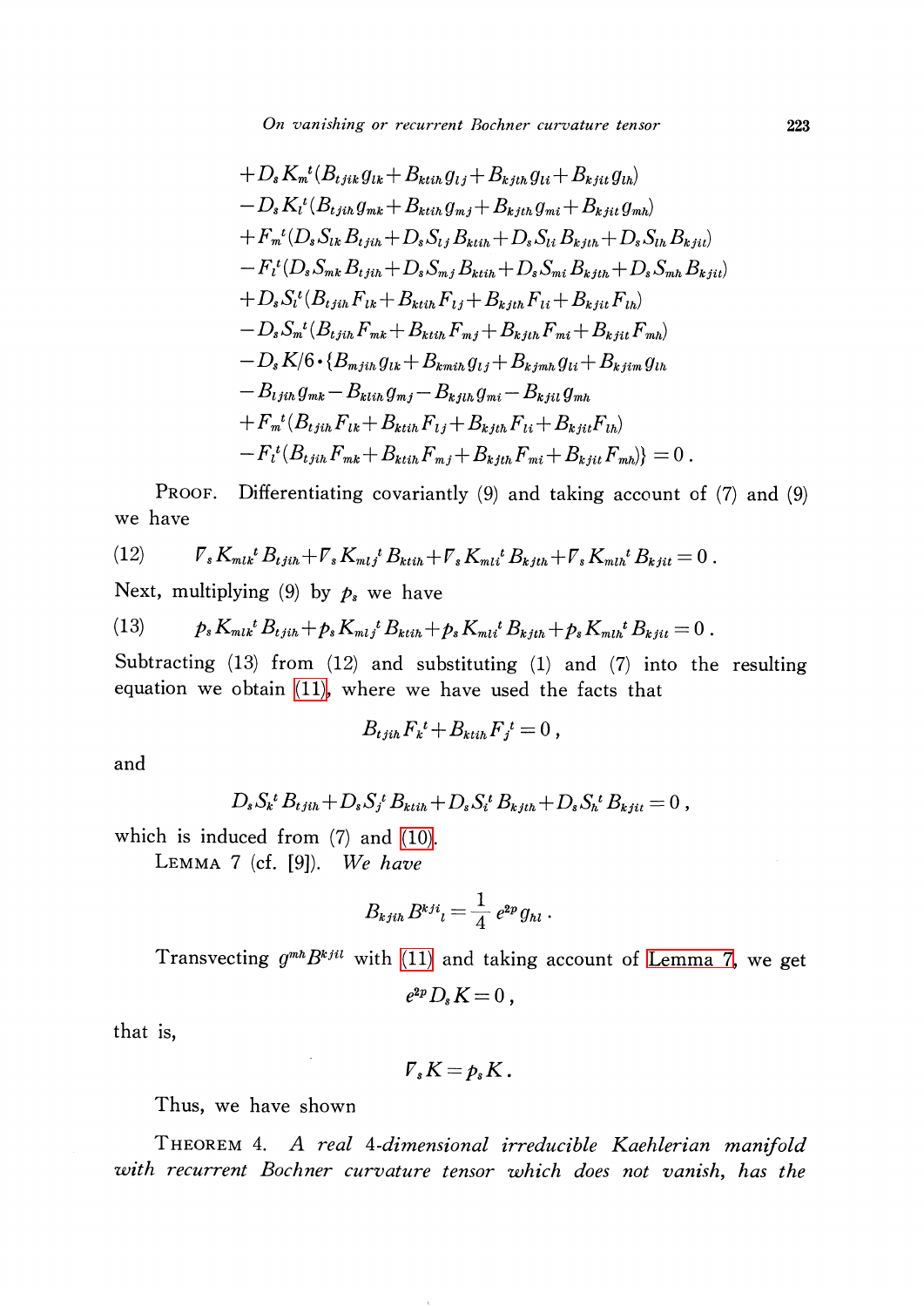$$
\begin{aligned}
&+D_s K_m{}^t(B_{tjik}g_{lk}+B_{ktih}g_{lj}+B_{kjth}g_{li}+B_{kjit}g_{lh})\\
&-D_s K_l{}^t(B_{tjih}g_{mk}+B_{ktih}g_{mj}+B_{kjth}g_{mi}+B_{kjit}g_{mh})\\
&+F_m{}^t(D_s S_{lk}B_{tjih}+D_s S_{lj}B_{ktih}+D_s S_{li}B_{kjth}+D_s S_{lh}B_{kjit})\\
&-F_l{}^t(D_s S_{mk}B_{tjih}+D_s S_{mj}B_{ktih}+D_s S_{mi}B_{kjth}+D_s S_{mh}B_{kjit})\\
&+D_s S_l{}^t(B_{tjih}F_{lk}+B_{ktih}F_{lj}+B_{kjth}F_{li}+B_{kjit}F_{lh})\\
&-D_s S_m{}^t(B_{tjih}F_{mk}+B_{ktih}F_{mj}+B_{kjth}F_{mi}+B_{kjit}F_{mh})\\
&-D_s K/6\cdot\{B_{mjih}g_{lk}+B_{kmih}g_{lj}+B_{kjmh}g_{li}+B_{kjim}g_{lh}\\
&-B_{ljih}g_{mk}-B_{klih}g_{mj}-B_{kjlh}g_{mi}-B_{kjil}g_{mh}\\
&+F_m{}^t(B_{tjih}F_{lk}+B_{ktih}F_{lj}+B_{kjth}F_{li}+B_{kjit}F_{lh})\\
&-F_l{}^t(B_{tjih}F_{mk}+B_{ktih}F_{mj}+B_{kjth}F_{mi}+B_{kjit}F_{mh})\}=0\,.
\end{aligned}
$$

PROOF. Differentiating covariantly (9) and taking account of (7) and (9) we have

$$
(12)\qquad \nabla_s K_{mlk}{}^t B_{tjih}+\nabla_s K_{mlj}{}^t B_{ktih}+\nabla_s K_{mli}{}^t B_{kjth}+\nabla_s K_{mlh}{}^t B_{kjit}=0\,.
$$

Next, multiplying (9) by $p_s$ we have

$$
(13)\qquad p_s K_{mlk}{}^t B_{tjih}+p_s K_{mlj}{}^t B_{ktih}+p_s K_{mli}{}^t B_{kjth}+p_s K_{mlh}{}^t B_{kjit}=0\,.
$$

Subtracting (13) from (12) and substituting (1) and (7) into the resulting equation we obtain (11), where we have used the facts that

$$
B_{tjih}F_k{}^t+B_{ktih}F_j{}^t=0\,,
$$

and

$$
D_s S_k^t B_{tjih}+D_s S_j^t B_{ktih}+D_s S_i^t B_{kjth}+D_s S_h^t B_{kjit}=0\,,
$$

which is induced from (7) and (10).

LEMMA 7 (cf. [9]). *We have*

$$
B_{kjih}B^{kji}{}_l=\frac{1}{4}\,e^{2p}g_{hl}\,.
$$

Transvecting $g^{mh}B^{kjil}$ with (11) and taking account of Lemma 7, we get

$$
e^{2p}D_s K=0\,,
$$

that is,

$$
\nabla_s K=p_s K\,.
$$

Thus, we have shown

THEOREM 4. *A real 4-dimensional irreducible Kaehlerian manifold with recurrent Bochner curvature tensor which does not vanish, has the*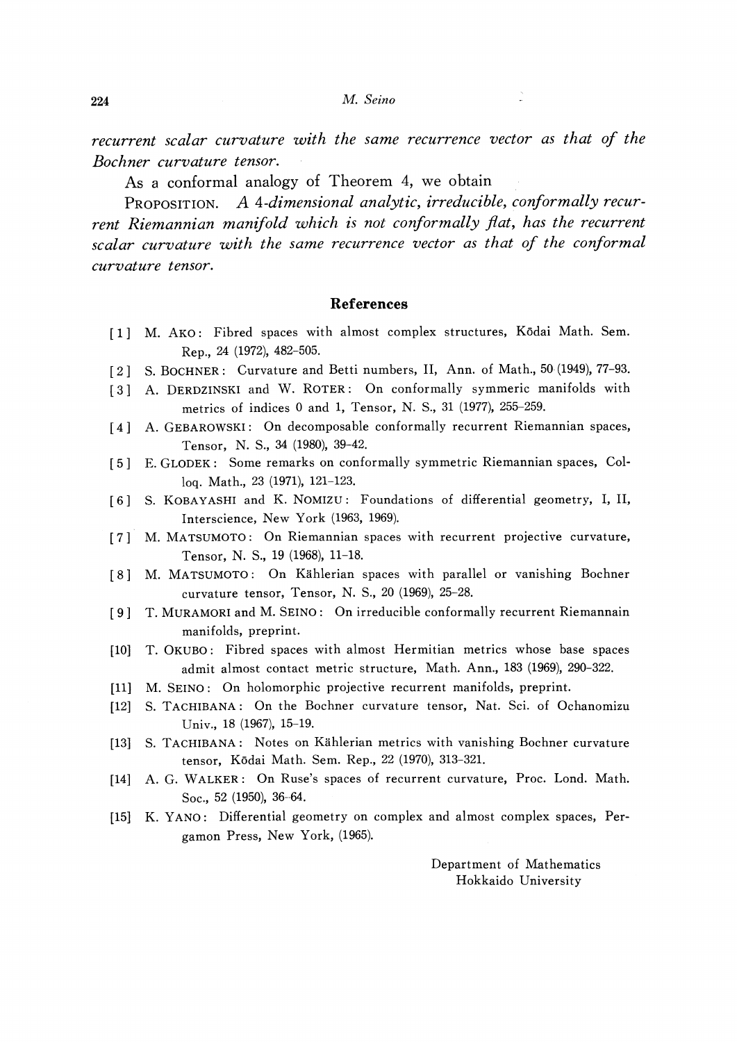*recurrent scalar curvature with the same recurrence vector as that of the Bochner curvature tensor.*

As a conformal analogy of Theorem 4, we obtain

PROPOSITION. *A 4-dimensional analytic, irreducible, conformally recurrent Riemannian manifold which is not conformally flat, has the recurrent scalar curvature with the same recurrence vector as that of the conformal curvature tensor.*

## References

[1] M. AKO: Fibred spaces with almost complex structures, Kōdai Math. Sem. Rep., 24 (1972), 482–505.

[2] S. BOCHNER: Curvature and Betti numbers, II, Ann. of Math., 50 (1949), 77–93.

[3] A. DERDZINSKI and W. ROTER: On conformally symmeric manifolds with metrics of indices 0 and 1, Tensor, N. S., 31 (1977), 255–259.

[4] A. GEBAROWSKI: On decomposable conformally recurrent Riemannian spaces, Tensor, N. S., 34 (1980), 39–42.

[5] E. GLODEK: Some remarks on conformally symmetric Riemannian spaces, Colloq. Math., 23 (1971), 121–123.

[6] S. KOBAYASHI and K. NOMIZU: Foundations of differential geometry, I, II, Interscience, New York (1963, 1969).

[7] M. MATSUMOTO: On Riemannian spaces with recurrent projective curvature, Tensor, N. S., 19 (1968), 11–18.

[8] M. MATSUMOTO: On Kählerian spaces with parallel or vanishing Bochner curvature tensor, Tensor, N. S., 20 (1969), 25–28.

[9] T. MURAMORI and M. SEINO: On irreducible conformally recurrent Riemannain manifolds, preprint.

[10] T. OKUBO: Fibred spaces with almost Hermitian metrics whose base spaces admit almost contact metric structure, Math. Ann., 183 (1969), 290–322.

[11] M. SEINO: On holomorphic projective recurrent manifolds, preprint.

[12] S. TACHIBANA: On the Bochner curvature tensor, Nat. Sci. of Ochanomizu Univ., 18 (1967), 15–19.

[13] S. TACHIBANA: Notes on Kählerian metrics with vanishing Bochner curvature tensor, Kōdai Math. Sem. Rep., 22 (1970), 313–321.

[14] A. G. WALKER: On Ruse's spaces of recurrent curvature, Proc. Lond. Math. Soc., 52 (1950), 36–64.

[15] K. YANO: Differential geometry on complex and almost complex spaces, Pergamon Press, New York, (1965).

Department of Mathematics
Hokkaido University